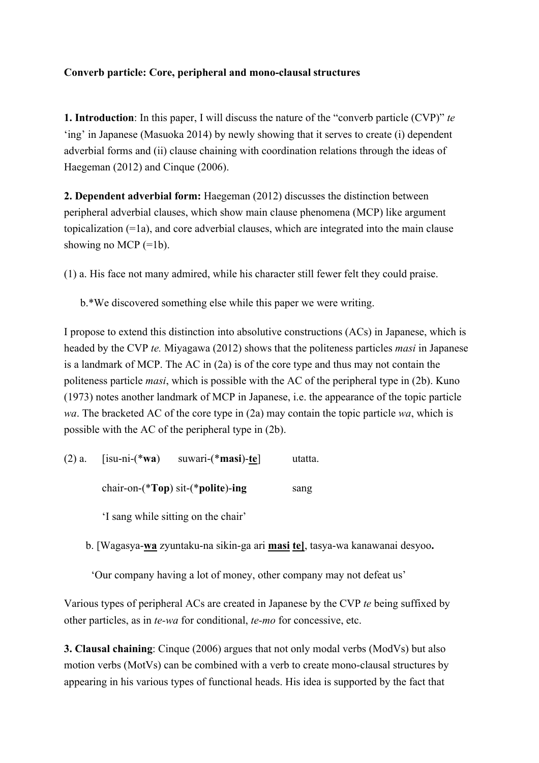**Converb particle: Core, peripheral and mono-clausal structures**

**1. Introduction**: In this paper, I will discuss the nature of the "converb particle (CVP)" *te* 'ing' in Japanese (Masuoka 2014) by newly showing that it serves to create (i) dependent adverbial forms and (ii) clause chaining with coordination relations through the ideas of Haegeman (2012) and Cinque (2006).

**2. Dependent adverbial form:** Haegeman (2012) discusses the distinction between peripheral adverbial clauses, which show main clause phenomena (MCP) like argument topicalization (=1a), and core adverbial clauses, which are integrated into the main clause showing no MCP (=1b).

(1) a. His face not many admired, while his character still fewer felt they could praise.

b.*We discovered something else while this paper we were writing.

I propose to extend this distinction into absolutive constructions (ACs) in Japanese, which is headed by the CVP *te.* Miyagawa (2012) shows that the politeness particles *masi* in Japanese is a landmark of MCP. The AC in (2a) is of the core type and thus may not contain the politeness particle *masi*, which is possible with the AC of the peripheral type in (2b). Kuno (1973) notes another landmark of MCP in Japanese, i.e. the appearance of the topic particle *wa*. The bracketed AC of the core type in (2a) may contain the topic particle *wa*, which is possible with the AC of the peripheral type in (2b).

(2) a. [isu-ni-(***wa**) suwari-(***masi**)-**<u>te</u>**] utatta.

chair-on-(***Top**) sit-(***polite**)-**ing** sang

'I sang while sitting on the chair'

b. [Wagasya-**<u>wa</u>** zyuntaku-na sikin-ga ari **<u>masi te</u>]**, tasya-wa kanawanai desyoo**.**

'Our company having a lot of money, other company may not defeat us'

Various types of peripheral ACs are created in Japanese by the CVP *te* being suffixed by other particles, as in *te-wa* for conditional, *te-mo* for concessive, etc.

**3. Clausal chaining**: Cinque (2006) argues that not only modal verbs (ModVs) but also motion verbs (MotVs) can be combined with a verb to create mono-clausal structures by appearing in his various types of functional heads. His idea is supported by the fact that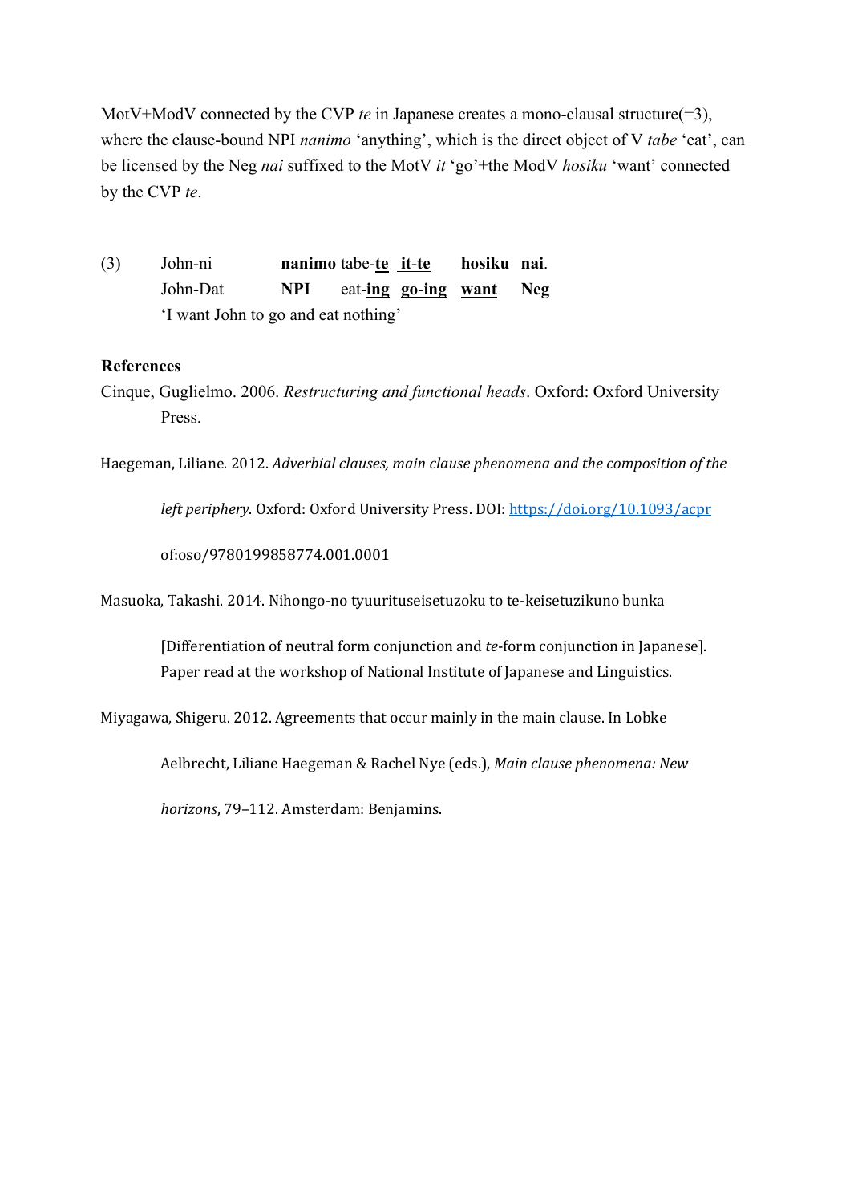MotV+ModV connected by the CVP *te* in Japanese creates a mono-clausal structure(=3), where the clause-bound NPI *nanimo* 'anything', which is the direct object of V *tabe* 'eat', can be licensed by the Neg *nai* suffixed to the MotV *it* 'go'+the ModV *hosiku* 'want' connected by the CVP *te*.

(3) John-ni **nanimo** tabe-**te** **it-te** **hosiku** **nai**.
John-Dat **NPI** eat-**ing** **go-ing** **want** **Neg**
'I want John to go and eat nothing'

**References**

Cinque, Guglielmo. 2006. *Restructuring and functional heads*. Oxford: Oxford University Press.

Haegeman, Liliane. 2012. *Adverbial clauses, main clause phenomena and the composition of the left periphery*. Oxford: Oxford University Press. DOI: https://doi.org/10.1093/acprof:oso/9780199858774.001.0001

Masuoka, Takashi. 2014. Nihongo-no tyuurituseisetuzoku to te-keisetuzikuno bunka [Differentiation of neutral form conjunction and *te*-form conjunction in Japanese]. Paper read at the workshop of National Institute of Japanese and Linguistics.

Miyagawa, Shigeru. 2012. Agreements that occur mainly in the main clause. In Lobke Aelbrecht, Liliane Haegeman & Rachel Nye (eds.), *Main clause phenomena: New horizons*, 79–112. Amsterdam: Benjamins.